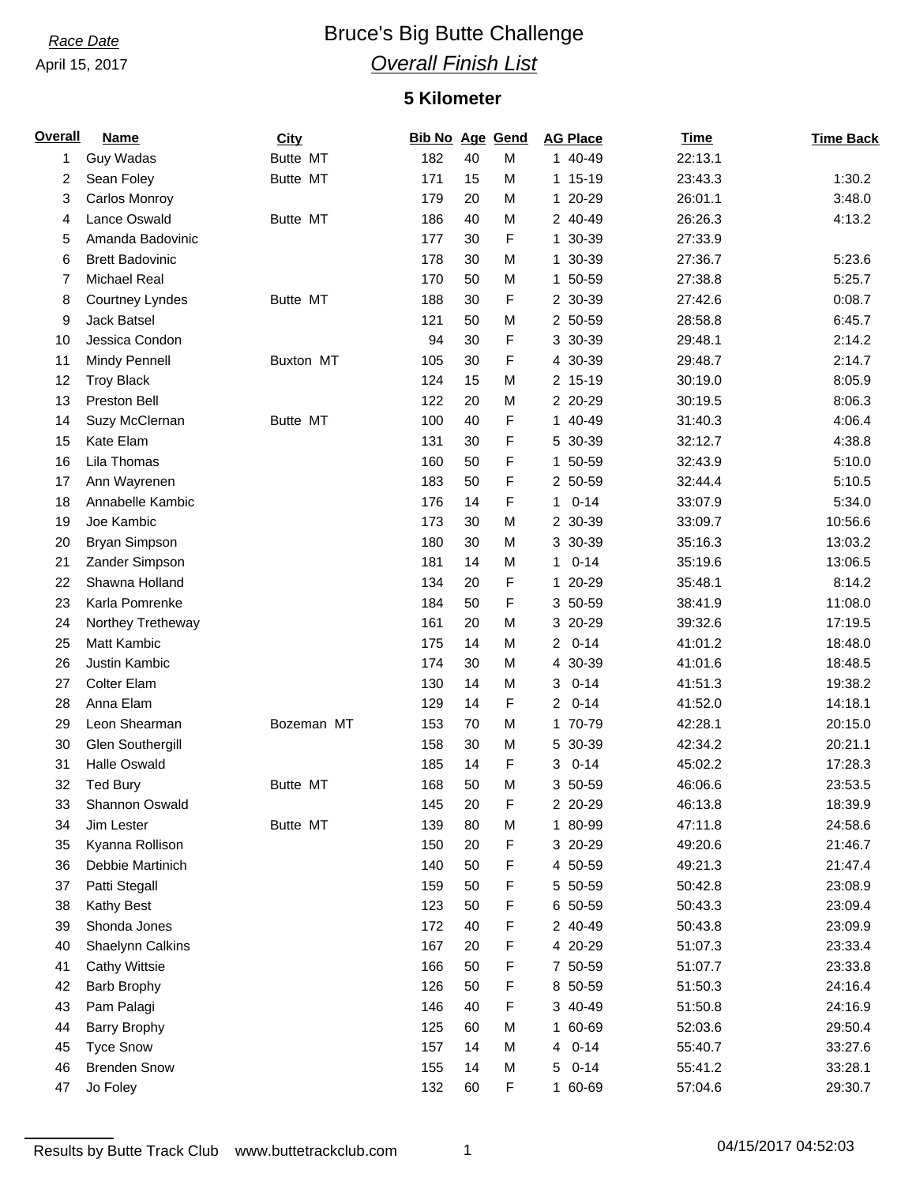*Race Date*

April 15, 2017

# Bruce's Big Butte Challenge

## *Overall Finish List*

### 5 Kilometer

| Overall | Name | City | Bib No | Age | Gend | AG Place | Time | Time Back |
|---|---|---|---|---|---|---|---|---|
| 1 | Guy Wadas | Butte MT | 182 | 40 | M | 1 40-49 | 22:13.1 | |
| 2 | Sean Foley | Butte MT | 171 | 15 | M | 1 15-19 | 23:43.3 | 1:30.2 |
| 3 | Carlos Monroy | | 179 | 20 | M | 1 20-29 | 26:01.1 | 3:48.0 |
| 4 | Lance Oswald | Butte MT | 186 | 40 | M | 2 40-49 | 26:26.3 | 4:13.2 |
| 5 | Amanda Badovinic | | 177 | 30 | F | 1 30-39 | 27:33.9 | |
| 6 | Brett Badovinic | | 178 | 30 | M | 1 30-39 | 27:36.7 | 5:23.6 |
| 7 | Michael Real | | 170 | 50 | M | 1 50-59 | 27:38.8 | 5:25.7 |
| 8 | Courtney Lyndes | Butte MT | 188 | 30 | F | 2 30-39 | 27:42.6 | 0:08.7 |
| 9 | Jack Batsel | | 121 | 50 | M | 2 50-59 | 28:58.8 | 6:45.7 |
| 10 | Jessica Condon | | 94 | 30 | F | 3 30-39 | 29:48.1 | 2:14.2 |
| 11 | Mindy Pennell | Buxton MT | 105 | 30 | F | 4 30-39 | 29:48.7 | 2:14.7 |
| 12 | Troy Black | | 124 | 15 | M | 2 15-19 | 30:19.0 | 8:05.9 |
| 13 | Preston Bell | | 122 | 20 | M | 2 20-29 | 30:19.5 | 8:06.3 |
| 14 | Suzy McClernan | Butte MT | 100 | 40 | F | 1 40-49 | 31:40.3 | 4:06.4 |
| 15 | Kate Elam | | 131 | 30 | F | 5 30-39 | 32:12.7 | 4:38.8 |
| 16 | Lila Thomas | | 160 | 50 | F | 1 50-59 | 32:43.9 | 5:10.0 |
| 17 | Ann Wayrenen | | 183 | 50 | F | 2 50-59 | 32:44.4 | 5:10.5 |
| 18 | Annabelle Kambic | | 176 | 14 | F | 1 0-14 | 33:07.9 | 5:34.0 |
| 19 | Joe Kambic | | 173 | 30 | M | 2 30-39 | 33:09.7 | 10:56.6 |
| 20 | Bryan Simpson | | 180 | 30 | M | 3 30-39 | 35:16.3 | 13:03.2 |
| 21 | Zander Simpson | | 181 | 14 | M | 1 0-14 | 35:19.6 | 13:06.5 |
| 22 | Shawna Holland | | 134 | 20 | F | 1 20-29 | 35:48.1 | 8:14.2 |
| 23 | Karla Pomrenke | | 184 | 50 | F | 3 50-59 | 38:41.9 | 11:08.0 |
| 24 | Northey Tretheway | | 161 | 20 | M | 3 20-29 | 39:32.6 | 17:19.5 |
| 25 | Matt Kambic | | 175 | 14 | M | 2 0-14 | 41:01.2 | 18:48.0 |
| 26 | Justin Kambic | | 174 | 30 | M | 4 30-39 | 41:01.6 | 18:48.5 |
| 27 | Colter Elam | | 130 | 14 | M | 3 0-14 | 41:51.3 | 19:38.2 |
| 28 | Anna Elam | | 129 | 14 | F | 2 0-14 | 41:52.0 | 14:18.1 |
| 29 | Leon Shearman | Bozeman MT | 153 | 70 | M | 1 70-79 | 42:28.1 | 20:15.0 |
| 30 | Glen Southergill | | 158 | 30 | M | 5 30-39 | 42:34.2 | 20:21.1 |
| 31 | Halle Oswald | | 185 | 14 | F | 3 0-14 | 45:02.2 | 17:28.3 |
| 32 | Ted Bury | Butte MT | 168 | 50 | M | 3 50-59 | 46:06.6 | 23:53.5 |
| 33 | Shannon Oswald | | 145 | 20 | F | 2 20-29 | 46:13.8 | 18:39.9 |
| 34 | Jim Lester | Butte MT | 139 | 80 | M | 1 80-99 | 47:11.8 | 24:58.6 |
| 35 | Kyanna Rollison | | 150 | 20 | F | 3 20-29 | 49:20.6 | 21:46.7 |
| 36 | Debbie Martinich | | 140 | 50 | F | 4 50-59 | 49:21.3 | 21:47.4 |
| 37 | Patti Stegall | | 159 | 50 | F | 5 50-59 | 50:42.8 | 23:08.9 |
| 38 | Kathy Best | | 123 | 50 | F | 6 50-59 | 50:43.3 | 23:09.4 |
| 39 | Shonda Jones | | 172 | 40 | F | 2 40-49 | 50:43.8 | 23:09.9 |
| 40 | Shaelynn Calkins | | 167 | 20 | F | 4 20-29 | 51:07.3 | 23:33.4 |
| 41 | Cathy Wittsie | | 166 | 50 | F | 7 50-59 | 51:07.7 | 23:33.8 |
| 42 | Barb Brophy | | 126 | 50 | F | 8 50-59 | 51:50.3 | 24:16.4 |
| 43 | Pam Palagi | | 146 | 40 | F | 3 40-49 | 51:50.8 | 24:16.9 |
| 44 | Barry Brophy | | 125 | 60 | M | 1 60-69 | 52:03.6 | 29:50.4 |
| 45 | Tyce Snow | | 157 | 14 | M | 4 0-14 | 55:40.7 | 33:27.6 |
| 46 | Brenden Snow | | 155 | 14 | M | 5 0-14 | 55:41.2 | 33:28.1 |
| 47 | Jo Foley | | 132 | 60 | F | 1 60-69 | 57:04.6 | 29:30.7 |

Results by Butte Track Club www.buttetrackclub.com 04/15/2017 04:52:03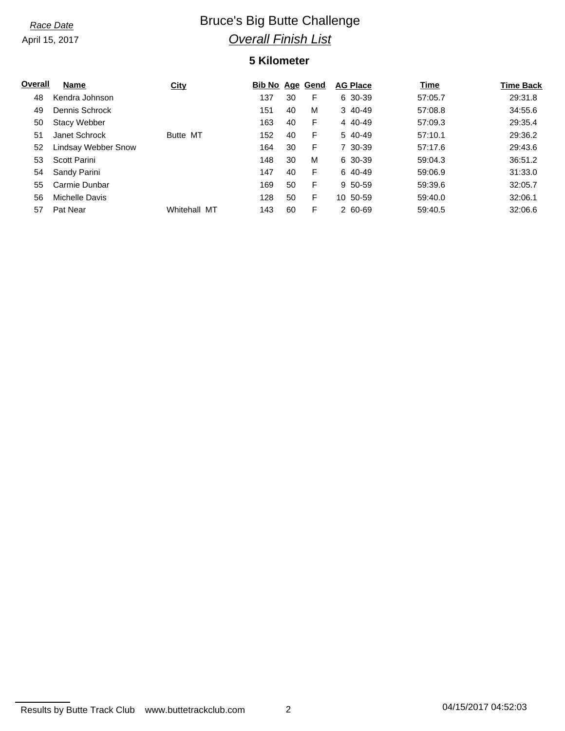*Race Date*

April 15, 2017

# Bruce's Big Butte Challenge

## *Overall Finish List*

### 5 Kilometer

| Overall | Name | City | Bib No | Age | Gend | AG Place | Time | Time Back |
|---|---|---|---|---|---|---|---|---|
| 48 | Kendra Johnson | | 137 | 30 | F | 6 30-39 | 57:05.7 | 29:31.8 |
| 49 | Dennis Schrock | | 151 | 40 | M | 3 40-49 | 57:08.8 | 34:55.6 |
| 50 | Stacy Webber | | 163 | 40 | F | 4 40-49 | 57:09.3 | 29:35.4 |
| 51 | Janet Schrock | Butte MT | 152 | 40 | F | 5 40-49 | 57:10.1 | 29:36.2 |
| 52 | Lindsay Webber Snow | | 164 | 30 | F | 7 30-39 | 57:17.6 | 29:43.6 |
| 53 | Scott Parini | | 148 | 30 | M | 6 30-39 | 59:04.3 | 36:51.2 |
| 54 | Sandy Parini | | 147 | 40 | F | 6 40-49 | 59:06.9 | 31:33.0 |
| 55 | Carmie Dunbar | | 169 | 50 | F | 9 50-59 | 59:39.6 | 32:05.7 |
| 56 | Michelle Davis | | 128 | 50 | F | 10 50-59 | 59:40.0 | 32:06.1 |
| 57 | Pat Near | Whitehall MT | 143 | 60 | F | 2 60-69 | 59:40.5 | 32:06.6 |

Results by Butte Track Club www.buttetrackclub.com

04/15/2017 04:52:03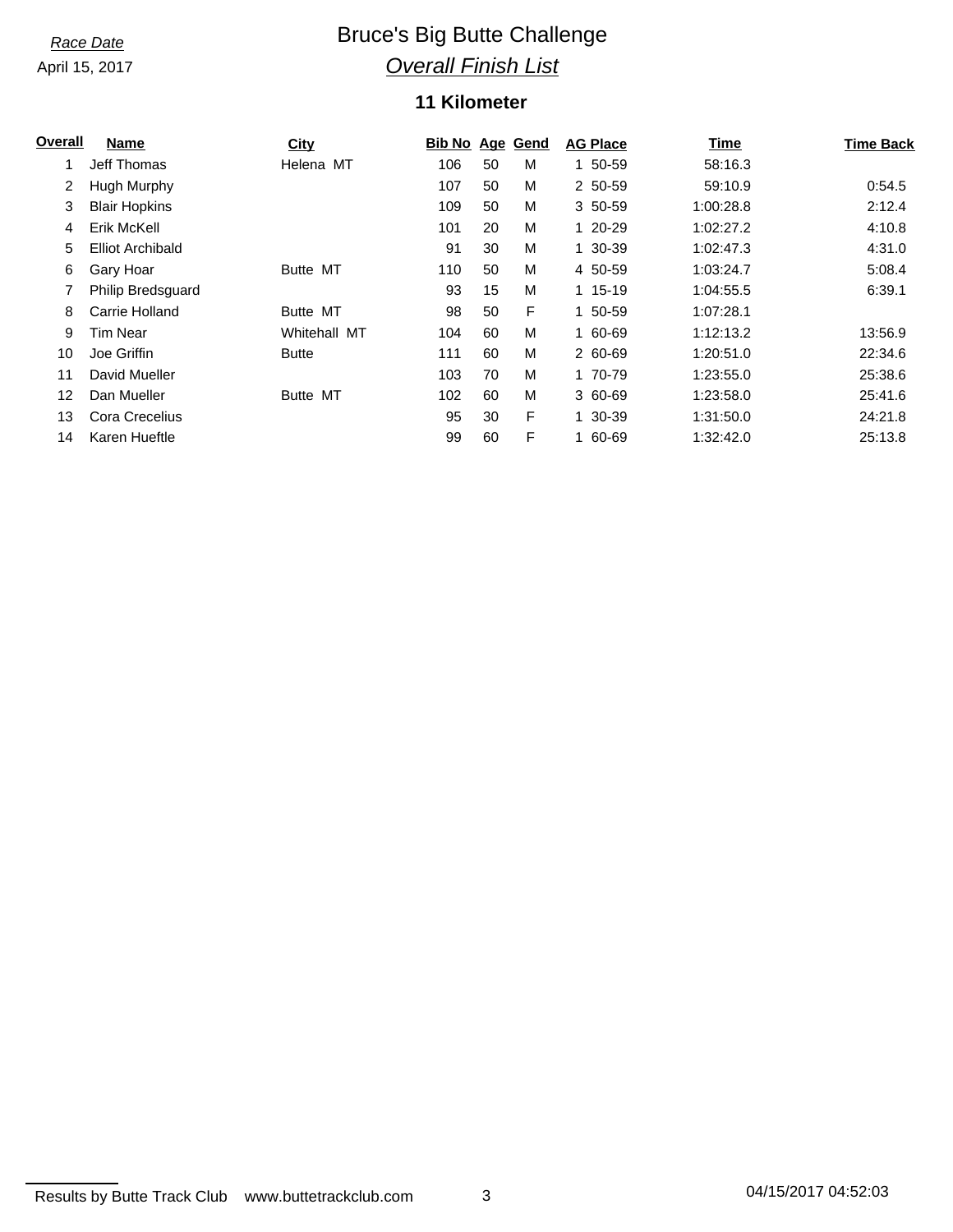*Race Date*

April 15, 2017

# Bruce's Big Butte Challenge

## *Overall Finish List*

### 11 Kilometer

| Overall | Name | City | Bib No | Age | Gend | AG Place | Time | Time Back |
|---|---|---|---|---|---|---|---|---|
| 1 | Jeff Thomas | Helena MT | 106 | 50 | M | 1 50-59 | 58:16.3 | |
| 2 | Hugh Murphy | | 107 | 50 | M | 2 50-59 | 59:10.9 | 0:54.5 |
| 3 | Blair Hopkins | | 109 | 50 | M | 3 50-59 | 1:00:28.8 | 2:12.4 |
| 4 | Erik McKell | | 101 | 20 | M | 1 20-29 | 1:02:27.2 | 4:10.8 |
| 5 | Elliot Archibald | | 91 | 30 | M | 1 30-39 | 1:02:47.3 | 4:31.0 |
| 6 | Gary Hoar | Butte MT | 110 | 50 | M | 4 50-59 | 1:03:24.7 | 5:08.4 |
| 7 | Philip Bredsguard | | 93 | 15 | M | 1 15-19 | 1:04:55.5 | 6:39.1 |
| 8 | Carrie Holland | Butte MT | 98 | 50 | F | 1 50-59 | 1:07:28.1 | |
| 9 | Tim Near | Whitehall MT | 104 | 60 | M | 1 60-69 | 1:12:13.2 | 13:56.9 |
| 10 | Joe Griffin | Butte | 111 | 60 | M | 2 60-69 | 1:20:51.0 | 22:34.6 |
| 11 | David Mueller | | 103 | 70 | M | 1 70-79 | 1:23:55.0 | 25:38.6 |
| 12 | Dan Mueller | Butte MT | 102 | 60 | M | 3 60-69 | 1:23:58.0 | 25:41.6 |
| 13 | Cora Crecelius | | 95 | 30 | F | 1 30-39 | 1:31:50.0 | 24:21.8 |
| 14 | Karen Hueftle | | 99 | 60 | F | 1 60-69 | 1:32:42.0 | 25:13.8 |

Results by Butte Track Club www.buttetrackclub.com 04/15/2017 04:52:03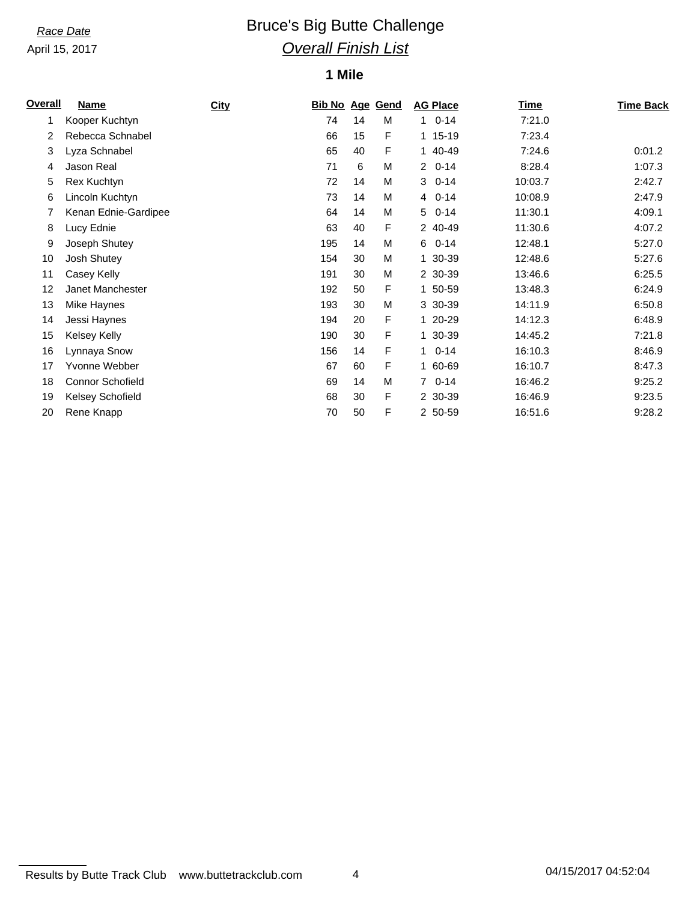*Race Date*

April 15, 2017

# Bruce's Big Butte Challenge

## *Overall Finish List*

### 1 Mile

| Overall | Name | City | Bib No | Age | Gend | AG Place | Time | Time Back |
|---|---|---|---|---|---|---|---|---|
| 1 | Kooper Kuchtyn | | 74 | 14 | M | 1 0-14 | 7:21.0 | |
| 2 | Rebecca Schnabel | | 66 | 15 | F | 1 15-19 | 7:23.4 | |
| 3 | Lyza Schnabel | | 65 | 40 | F | 1 40-49 | 7:24.6 | 0:01.2 |
| 4 | Jason Real | | 71 | 6 | M | 2 0-14 | 8:28.4 | 1:07.3 |
| 5 | Rex Kuchtyn | | 72 | 14 | M | 3 0-14 | 10:03.7 | 2:42.7 |
| 6 | Lincoln Kuchtyn | | 73 | 14 | M | 4 0-14 | 10:08.9 | 2:47.9 |
| 7 | Kenan Ednie-Gardipee | | 64 | 14 | M | 5 0-14 | 11:30.1 | 4:09.1 |
| 8 | Lucy Ednie | | 63 | 40 | F | 2 40-49 | 11:30.6 | 4:07.2 |
| 9 | Joseph Shutey | | 195 | 14 | M | 6 0-14 | 12:48.1 | 5:27.0 |
| 10 | Josh Shutey | | 154 | 30 | M | 1 30-39 | 12:48.6 | 5:27.6 |
| 11 | Casey Kelly | | 191 | 30 | M | 2 30-39 | 13:46.6 | 6:25.5 |
| 12 | Janet Manchester | | 192 | 50 | F | 1 50-59 | 13:48.3 | 6:24.9 |
| 13 | Mike Haynes | | 193 | 30 | M | 3 30-39 | 14:11.9 | 6:50.8 |
| 14 | Jessi Haynes | | 194 | 20 | F | 1 20-29 | 14:12.3 | 6:48.9 |
| 15 | Kelsey Kelly | | 190 | 30 | F | 1 30-39 | 14:45.2 | 7:21.8 |
| 16 | Lynnaya Snow | | 156 | 14 | F | 1 0-14 | 16:10.3 | 8:46.9 |
| 17 | Yvonne Webber | | 67 | 60 | F | 1 60-69 | 16:10.7 | 8:47.3 |
| 18 | Connor Schofield | | 69 | 14 | M | 7 0-14 | 16:46.2 | 9:25.2 |
| 19 | Kelsey Schofield | | 68 | 30 | F | 2 30-39 | 16:46.9 | 9:23.5 |
| 20 | Rene Knapp | | 70 | 50 | F | 2 50-59 | 16:51.6 | 9:28.2 |

Results by Butte Track Club www.buttetrackclub.com

04/15/2017 04:52:04